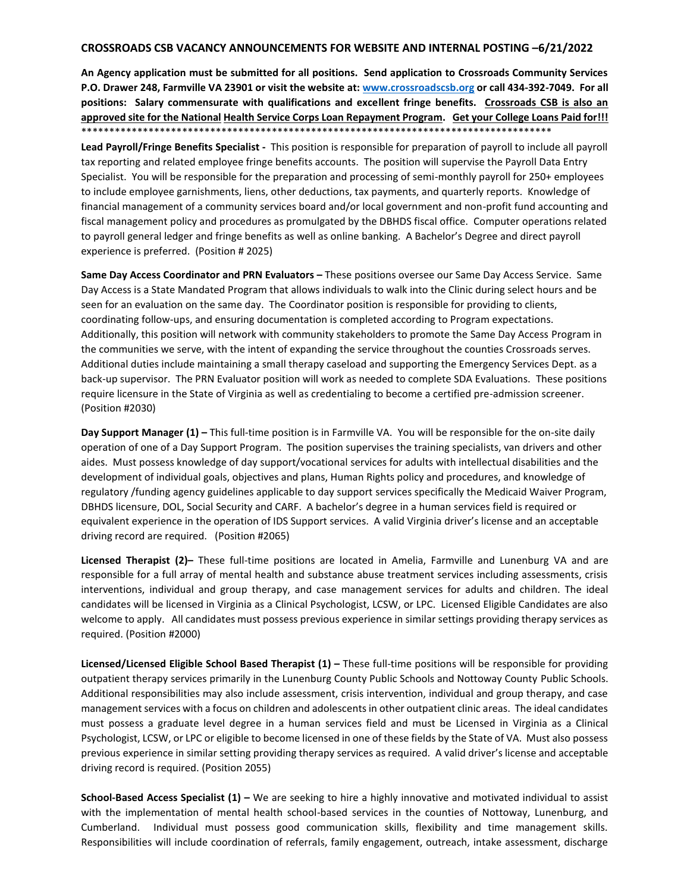**CROSSROADS CSB VACANCY ANNOUNCEMENTS FOR WEBSITE AND INTERNAL POSTING –6/21/2022**

**An Agency application must be submitted for all positions. Send application to Crossroads Community Services P.O. Drawer 248, Farmville VA 23901 or visit the website at: [www.crossroadscsb.org](http://www.crossroadscsb.org) or call 434-392-7049. For all positions: Salary commensurate with qualifications and excellent fringe benefits. <u>Crossroads CSB is also an approved site for the National</u> <u>Health Service Corps Loan Repayment Program</u>. <u>Get your College Loans Paid for!!!</u>**

************************************************************************************

**Lead Payroll/Fringe Benefits Specialist -** This position is responsible for preparation of payroll to include all payroll tax reporting and related employee fringe benefits accounts. The position will supervise the Payroll Data Entry Specialist. You will be responsible for the preparation and processing of semi-monthly payroll for 250+ employees to include employee garnishments, liens, other deductions, tax payments, and quarterly reports. Knowledge of financial management of a community services board and/or local government and non-profit fund accounting and fiscal management policy and procedures as promulgated by the DBHDS fiscal office. Computer operations related to payroll general ledger and fringe benefits as well as online banking. A Bachelor's Degree and direct payroll experience is preferred. (Position # 2025)

**Same Day Access Coordinator and PRN Evaluators –** These positions oversee our Same Day Access Service. Same Day Access is a State Mandated Program that allows individuals to walk into the Clinic during select hours and be seen for an evaluation on the same day. The Coordinator position is responsible for providing to clients, coordinating follow-ups, and ensuring documentation is completed according to Program expectations. Additionally, this position will network with community stakeholders to promote the Same Day Access Program in the communities we serve, with the intent of expanding the service throughout the counties Crossroads serves. Additional duties include maintaining a small therapy caseload and supporting the Emergency Services Dept. as a back-up supervisor. The PRN Evaluator position will work as needed to complete SDA Evaluations. These positions require licensure in the State of Virginia as well as credentialing to become a certified pre-admission screener. (Position #2030)

**Day Support Manager (1) –** This full-time position is in Farmville VA. You will be responsible for the on-site daily operation of one of a Day Support Program. The position supervises the training specialists, van drivers and other aides. Must possess knowledge of day support/vocational services for adults with intellectual disabilities and the development of individual goals, objectives and plans, Human Rights policy and procedures, and knowledge of regulatory /funding agency guidelines applicable to day support services specifically the Medicaid Waiver Program, DBHDS licensure, DOL, Social Security and CARF. A bachelor's degree in a human services field is required or equivalent experience in the operation of IDS Support services. A valid Virginia driver's license and an acceptable driving record are required. (Position #2065)

**Licensed Therapist (2)–** These full-time positions are located in Amelia, Farmville and Lunenburg VA and are responsible for a full array of mental health and substance abuse treatment services including assessments, crisis interventions, individual and group therapy, and case management services for adults and children. The ideal candidates will be licensed in Virginia as a Clinical Psychologist, LCSW, or LPC. Licensed Eligible Candidates are also welcome to apply. All candidates must possess previous experience in similar settings providing therapy services as required. (Position #2000)

**Licensed/Licensed Eligible School Based Therapist (1) –** These full-time positions will be responsible for providing outpatient therapy services primarily in the Lunenburg County Public Schools and Nottoway County Public Schools. Additional responsibilities may also include assessment, crisis intervention, individual and group therapy, and case management services with a focus on children and adolescents in other outpatient clinic areas. The ideal candidates must possess a graduate level degree in a human services field and must be Licensed in Virginia as a Clinical Psychologist, LCSW, or LPC or eligible to become licensed in one of these fields by the State of VA. Must also possess previous experience in similar setting providing therapy services as required. A valid driver's license and acceptable driving record is required. (Position 2055)

**School-Based Access Specialist (1) –** We are seeking to hire a highly innovative and motivated individual to assist with the implementation of mental health school-based services in the counties of Nottoway, Lunenburg, and Cumberland. Individual must possess good communication skills, flexibility and time management skills. Responsibilities will include coordination of referrals, family engagement, outreach, intake assessment, discharge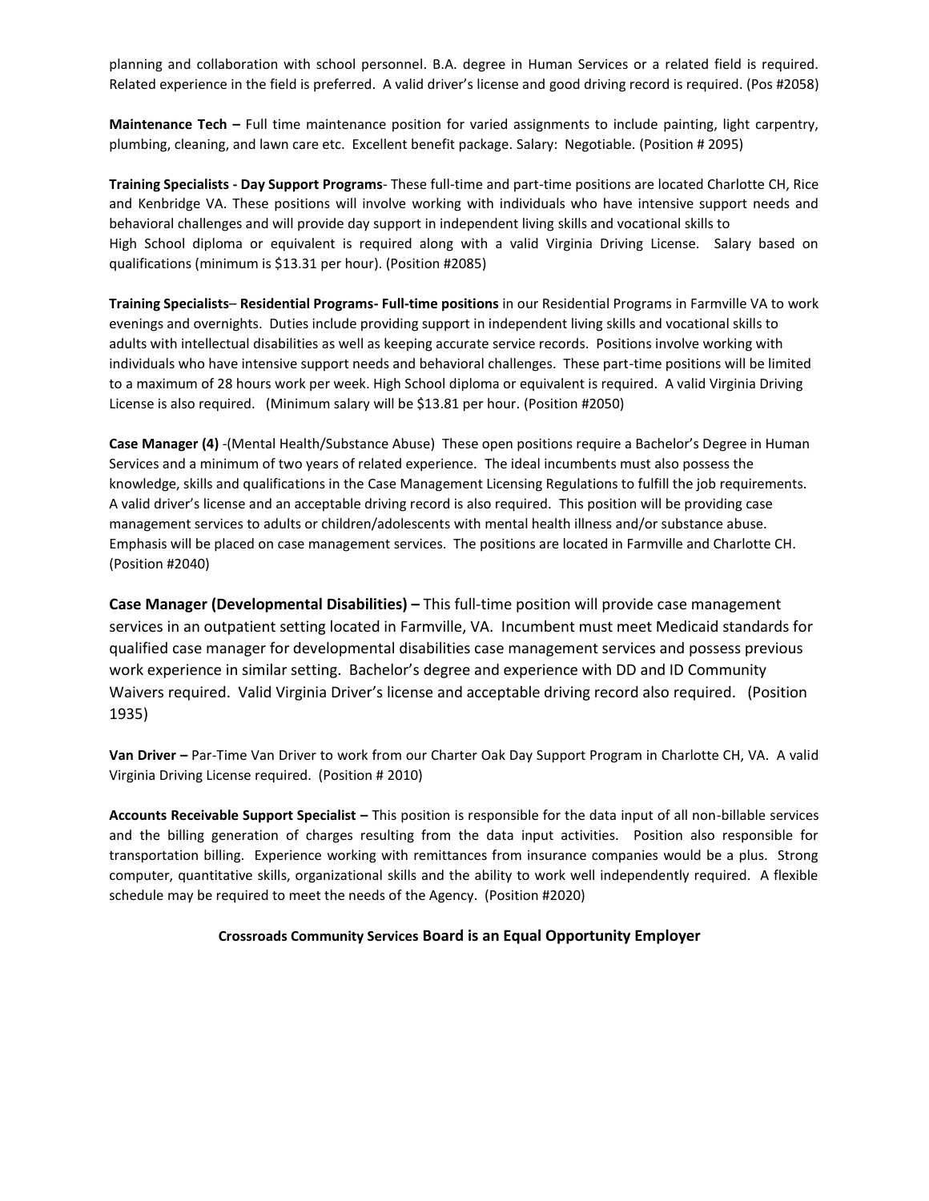planning and collaboration with school personnel. B.A. degree in Human Services or a related field is required. Related experience in the field is preferred. A valid driver's license and good driving record is required. (Pos #2058)

**Maintenance Tech –** Full time maintenance position for varied assignments to include painting, light carpentry, plumbing, cleaning, and lawn care etc. Excellent benefit package. Salary: Negotiable. (Position # 2095)

**Training Specialists - Day Support Programs**- These full-time and part-time positions are located Charlotte CH, Rice and Kenbridge VA. These positions will involve working with individuals who have intensive support needs and behavioral challenges and will provide day support in independent living skills and vocational skills to High School diploma or equivalent is required along with a valid Virginia Driving License. Salary based on qualifications (minimum is $13.31 per hour). (Position #2085)

**Training Specialists– Residential Programs- Full-time positions** in our Residential Programs in Farmville VA to work evenings and overnights. Duties include providing support in independent living skills and vocational skills to adults with intellectual disabilities as well as keeping accurate service records. Positions involve working with individuals who have intensive support needs and behavioral challenges. These part-time positions will be limited to a maximum of 28 hours work per week. High School diploma or equivalent is required. A valid Virginia Driving License is also required. (Minimum salary will be $13.81 per hour. (Position #2050)

**Case Manager (4)** -(Mental Health/Substance Abuse) These open positions require a Bachelor's Degree in Human Services and a minimum of two years of related experience. The ideal incumbents must also possess the knowledge, skills and qualifications in the Case Management Licensing Regulations to fulfill the job requirements. A valid driver's license and an acceptable driving record is also required. This position will be providing case management services to adults or children/adolescents with mental health illness and/or substance abuse. Emphasis will be placed on case management services. The positions are located in Farmville and Charlotte CH. (Position #2040)

**Case Manager (Developmental Disabilities) –** This full-time position will provide case management services in an outpatient setting located in Farmville, VA. Incumbent must meet Medicaid standards for qualified case manager for developmental disabilities case management services and possess previous work experience in similar setting. Bachelor's degree and experience with DD and ID Community Waivers required. Valid Virginia Driver's license and acceptable driving record also required. (Position 1935)

**Van Driver –** Par-Time Van Driver to work from our Charter Oak Day Support Program in Charlotte CH, VA. A valid Virginia Driving License required. (Position # 2010)

**Accounts Receivable Support Specialist –** This position is responsible for the data input of all non-billable services and the billing generation of charges resulting from the data input activities. Position also responsible for transportation billing. Experience working with remittances from insurance companies would be a plus. Strong computer, quantitative skills, organizational skills and the ability to work well independently required. A flexible schedule may be required to meet the needs of the Agency. (Position #2020)

**Crossroads Community Services Board is an Equal Opportunity Employer**